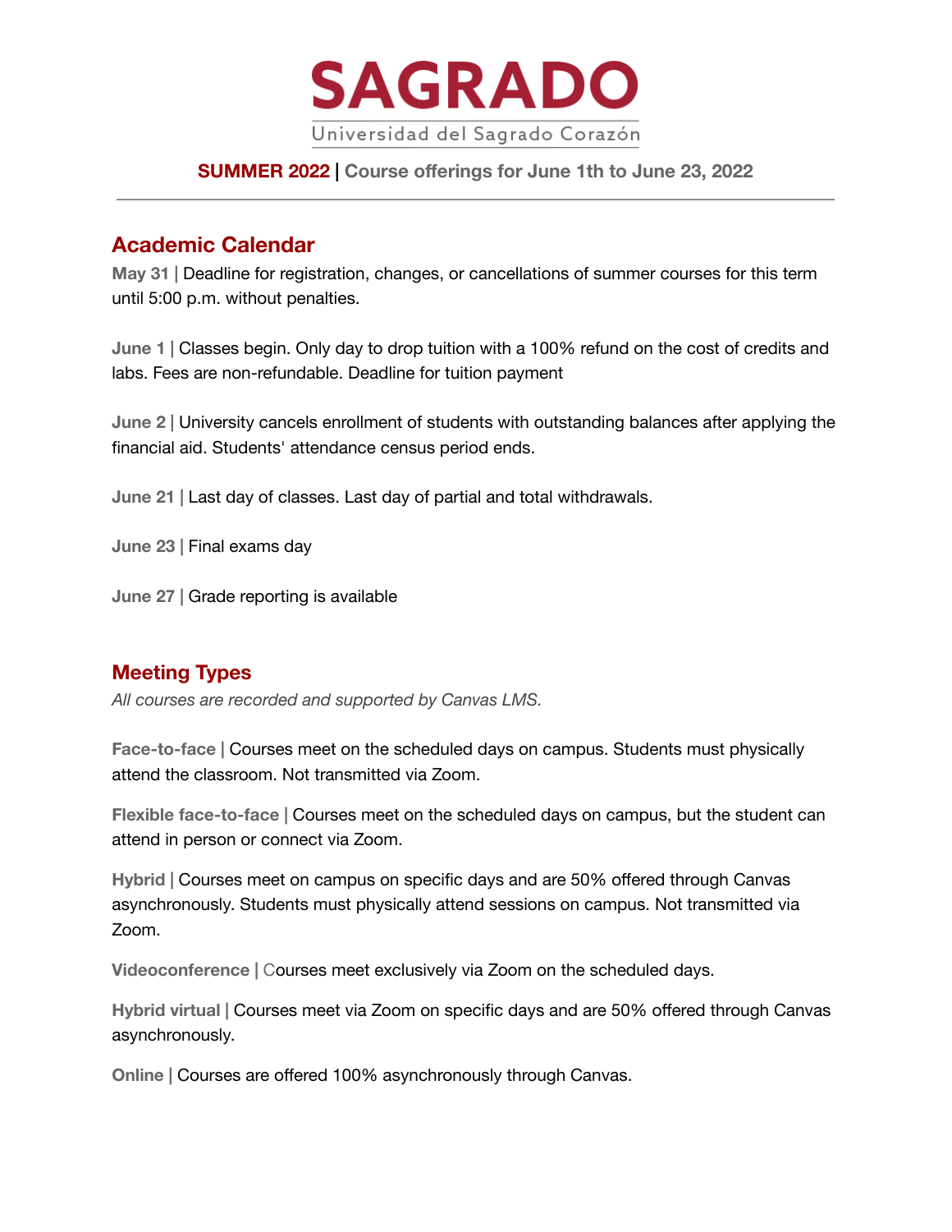# SAGRADO

Universidad del Sagrado Corazón

**SUMMER 2022 | Course offerings for June 1th to June 23, 2022**

---

## Academic Calendar

**May 31 |** Deadline for registration, changes, or cancellations of summer courses for this term until 5:00 p.m. without penalties.

**June 1 |** Classes begin. Only day to drop tuition with a 100% refund on the cost of credits and labs. Fees are non-refundable. Deadline for tuition payment

**June 2 |** University cancels enrollment of students with outstanding balances after applying the financial aid. Students' attendance census period ends.

**June 21 |** Last day of classes. Last day of partial and total withdrawals.

**June 23 |** Final exams day

**June 27 |** Grade reporting is available

## Meeting Types

*All courses are recorded and supported by Canvas LMS.*

**Face-to-face |** Courses meet on the scheduled days on campus. Students must physically attend the classroom. Not transmitted via Zoom.

**Flexible face-to-face |** Courses meet on the scheduled days on campus, but the student can attend in person or connect via Zoom.

**Hybrid |** Courses meet on campus on specific days and are 50% offered through Canvas asynchronously. Students must physically attend sessions on campus. Not transmitted via Zoom.

**Videoconference |** Courses meet exclusively via Zoom on the scheduled days.

**Hybrid virtual |** Courses meet via Zoom on specific days and are 50% offered through Canvas asynchronously.

**Online |** Courses are offered 100% asynchronously through Canvas.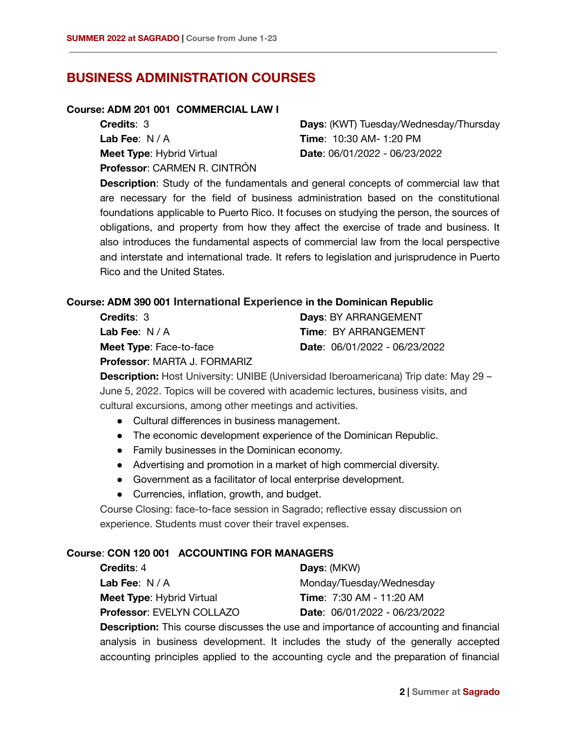## BUSINESS ADMINISTRATION COURSES

**Course: ADM 201 001 COMMERCIAL LAW I**

**Credits**: 3
**Lab Fee**: N / A
**Meet Type**: Hybrid Virtual
**Professor**: CARMEN R. CINTRÓN
**Days**: (KWT) Tuesday/Wednesday/Thursday
**Time**: 10:30 AM- 1:20 PM
**Date**: 06/01/2022 - 06/23/2022

**Description**: Study of the fundamentals and general concepts of commercial law that are necessary for the field of business administration based on the constitutional foundations applicable to Puerto Rico. It focuses on studying the person, the sources of obligations, and property from how they affect the exercise of trade and business. It also introduces the fundamental aspects of commercial law from the local perspective and interstate and international trade. It refers to legislation and jurisprudence in Puerto Rico and the United States.

**Course: ADM 390 001 International Experience in the Dominican Republic**

**Credits**: 3
**Lab Fee**: N / A
**Meet Type**: Face-to-face
**Professor**: MARTA J. FORMARIZ
**Days**: BY ARRANGEMENT
**Time**: BY ARRANGEMENT
**Date**: 06/01/2022 - 06/23/2022

**Description:** Host University: UNIBE (Universidad Iberoamericana) Trip date: May 29 – June 5, 2022. Topics will be covered with academic lectures, business visits, and cultural excursions, among other meetings and activities.

- Cultural differences in business management.
- The economic development experience of the Dominican Republic.
- Family businesses in the Dominican economy.
- Advertising and promotion in a market of high commercial diversity.
- Government as a facilitator of local enterprise development.
- Currencies, inflation, growth, and budget.

Course Closing: face-to-face session in Sagrado; reflective essay discussion on experience. Students must cover their travel expenses.

**Course**: **CON 120 001 ACCOUNTING FOR MANAGERS**

**Credits**: 4
**Lab Fee**: N / A
**Meet Type**: Hybrid Virtual
**Professor**: EVELYN COLLAZO
**Days**: (MKW) Monday/Tuesday/Wednesday
**Time**: 7:30 AM - 11:20 AM
**Date**: 06/01/2022 - 06/23/2022

**Description:** This course discusses the use and importance of accounting and financial analysis in business development. It includes the study of the generally accepted accounting principles applied to the accounting cycle and the preparation of financial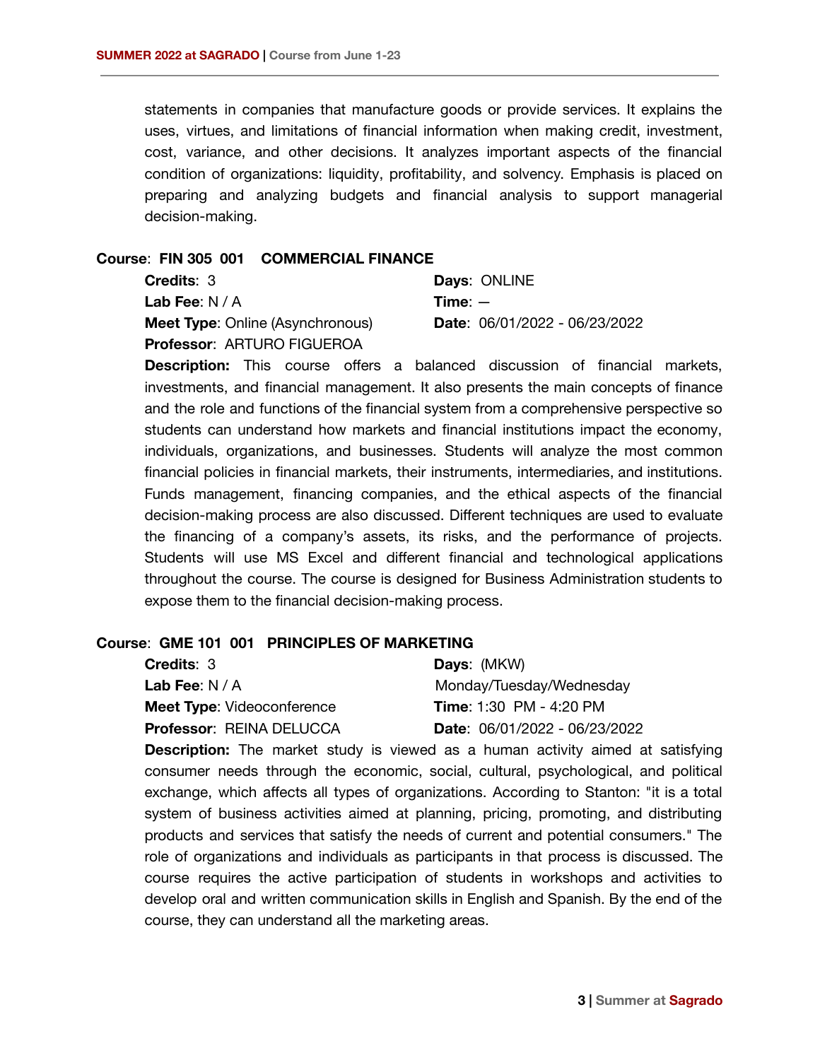statements in companies that manufacture goods or provide services. It explains the uses, virtues, and limitations of financial information when making credit, investment, cost, variance, and other decisions. It analyzes important aspects of the financial condition of organizations: liquidity, profitability, and solvency. Emphasis is placed on preparing and analyzing budgets and financial analysis to support managerial decision-making.

**Course**: **FIN 305 001 COMMERCIAL FINANCE**

**Credits**: 3
**Lab Fee**: N / A
**Meet Type**: Online (Asynchronous)
**Professor**: ARTURO FIGUEROA

**Days**: ONLINE
**Time**: —
**Date**: 06/01/2022 - 06/23/2022

**Description:** This course offers a balanced discussion of financial markets, investments, and financial management. It also presents the main concepts of finance and the role and functions of the financial system from a comprehensive perspective so students can understand how markets and financial institutions impact the economy, individuals, organizations, and businesses. Students will analyze the most common financial policies in financial markets, their instruments, intermediaries, and institutions. Funds management, financing companies, and the ethical aspects of the financial decision-making process are also discussed. Different techniques are used to evaluate the financing of a company's assets, its risks, and the performance of projects. Students will use MS Excel and different financial and technological applications throughout the course. The course is designed for Business Administration students to expose them to the financial decision-making process.

**Course**: **GME 101 001 PRINCIPLES OF MARKETING**

**Credits**: 3
**Lab Fee**: N / A
**Meet Type**: Videoconference
**Professor**: REINA DELUCCA

**Days**: (MKW) Monday/Tuesday/Wednesday
**Time**: 1:30 PM - 4:20 PM
**Date**: 06/01/2022 - 06/23/2022

**Description:** The market study is viewed as a human activity aimed at satisfying consumer needs through the economic, social, cultural, psychological, and political exchange, which affects all types of organizations. According to Stanton: "it is a total system of business activities aimed at planning, pricing, promoting, and distributing products and services that satisfy the needs of current and potential consumers." The role of organizations and individuals as participants in that process is discussed. The course requires the active participation of students in workshops and activities to develop oral and written communication skills in English and Spanish. By the end of the course, they can understand all the marketing areas.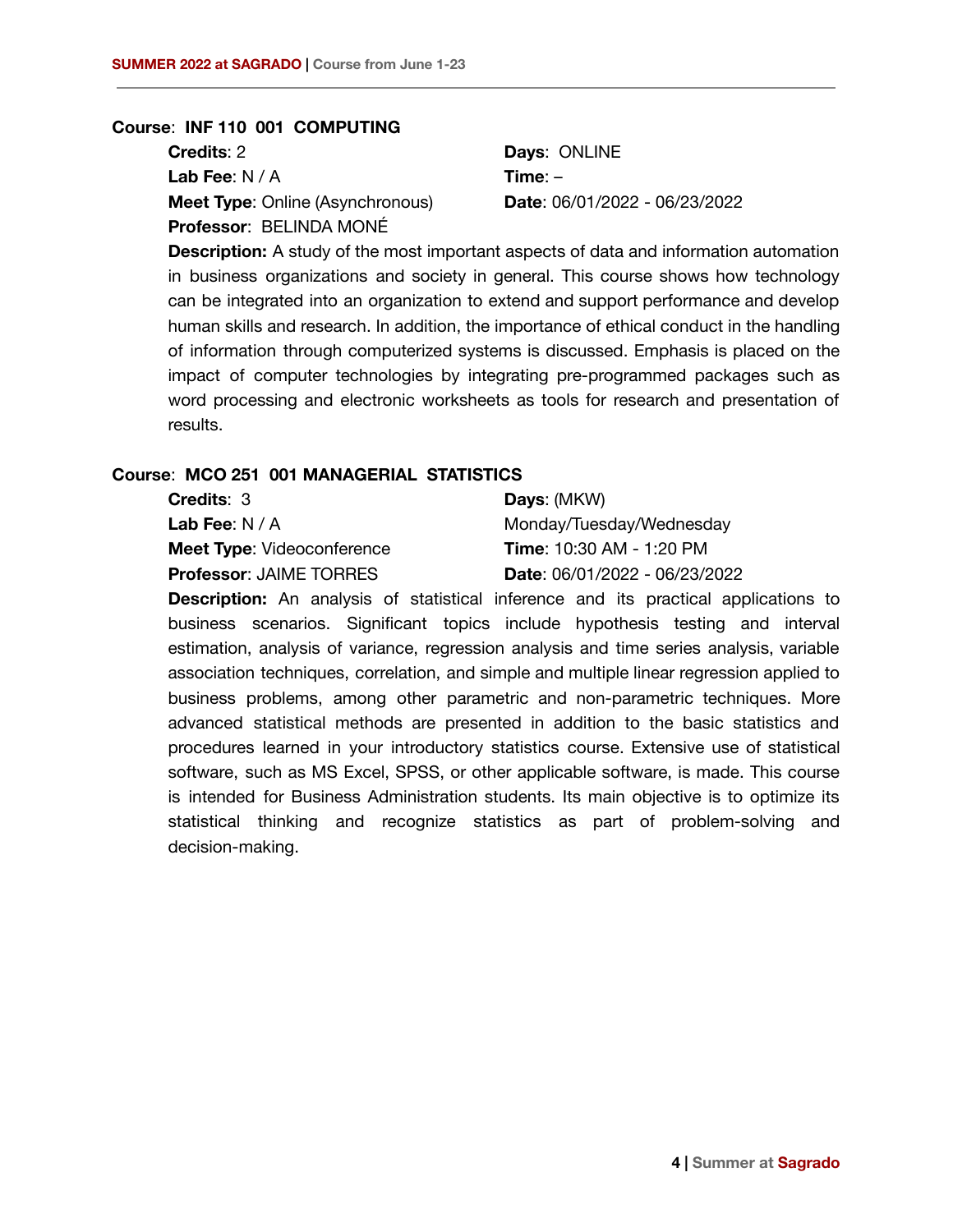**Course**: **INF 110 001 COMPUTING**

**Credits**: 2
**Lab Fee**: N / A
**Meet Type**: Online (Asynchronous)
**Professor**: BELINDA MONÉ
**Days**: ONLINE
**Time**: –
**Date**: 06/01/2022 - 06/23/2022

**Description:** A study of the most important aspects of data and information automation in business organizations and society in general. This course shows how technology can be integrated into an organization to extend and support performance and develop human skills and research. In addition, the importance of ethical conduct in the handling of information through computerized systems is discussed. Emphasis is placed on the impact of computer technologies by integrating pre-programmed packages such as word processing and electronic worksheets as tools for research and presentation of results.

**Course**: **MCO 251 001 MANAGERIAL STATISTICS**

**Credits**: 3
**Lab Fee**: N / A
**Meet Type**: Videoconference
**Professor**: JAIME TORRES
**Days**: (MKW) Monday/Tuesday/Wednesday
**Time**: 10:30 AM - 1:20 PM
**Date**: 06/01/2022 - 06/23/2022

**Description:** An analysis of statistical inference and its practical applications to business scenarios. Significant topics include hypothesis testing and interval estimation, analysis of variance, regression analysis and time series analysis, variable association techniques, correlation, and simple and multiple linear regression applied to business problems, among other parametric and non-parametric techniques. More advanced statistical methods are presented in addition to the basic statistics and procedures learned in your introductory statistics course. Extensive use of statistical software, such as MS Excel, SPSS, or other applicable software, is made. This course is intended for Business Administration students. Its main objective is to optimize its statistical thinking and recognize statistics as part of problem-solving and decision-making.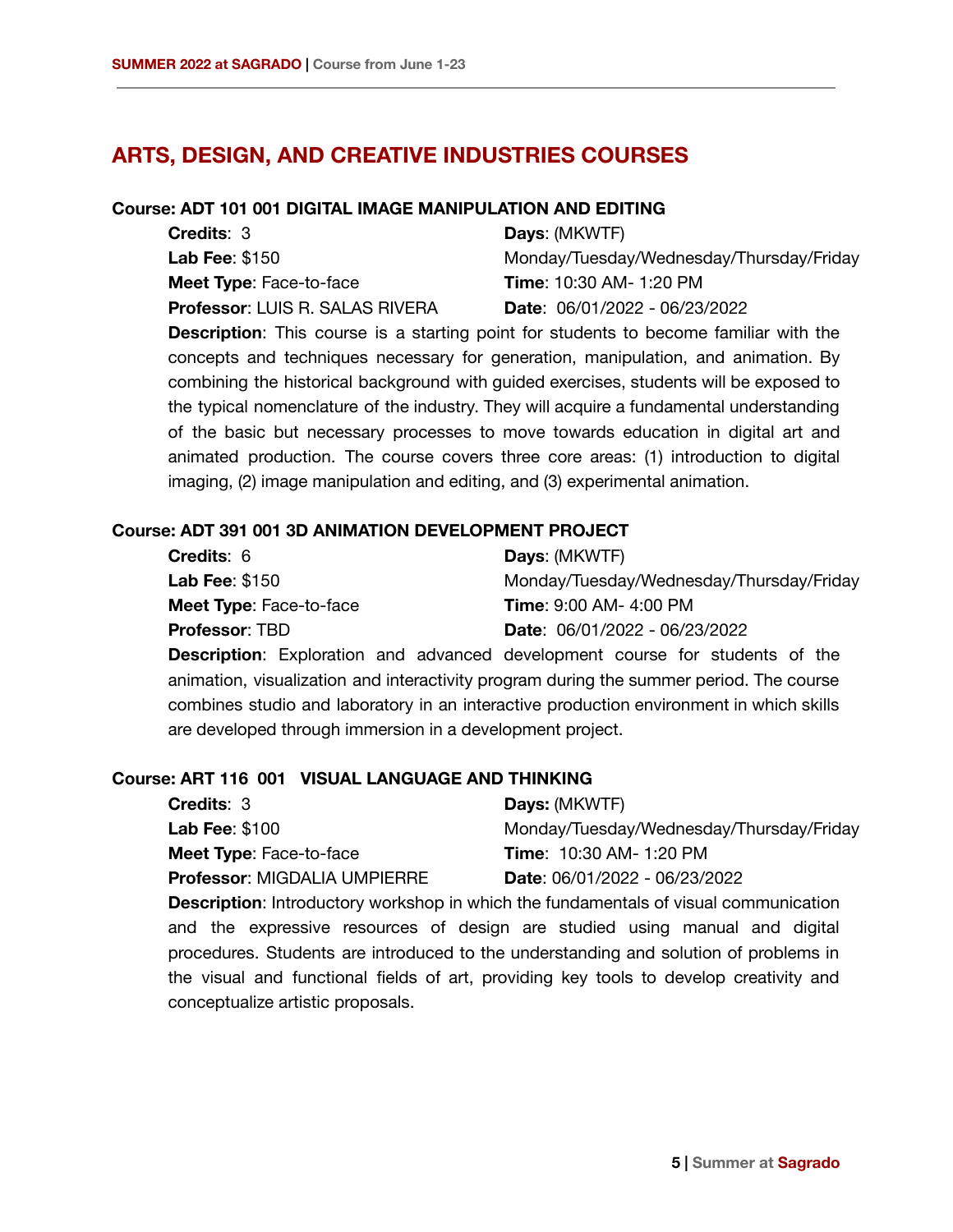## ARTS, DESIGN, AND CREATIVE INDUSTRIES COURSES

### Course: ADT 101 001 DIGITAL IMAGE MANIPULATION AND EDITING

**Credits**: 3
**Lab Fee**: $150
**Meet Type**: Face-to-face
**Professor**: LUIS R. SALAS RIVERA
**Days**: (MKWTF) Monday/Tuesday/Wednesday/Thursday/Friday
**Time**: 10:30 AM- 1:20 PM
**Date**: 06/01/2022 - 06/23/2022

**Description**: This course is a starting point for students to become familiar with the concepts and techniques necessary for generation, manipulation, and animation. By combining the historical background with guided exercises, students will be exposed to the typical nomenclature of the industry. They will acquire a fundamental understanding of the basic but necessary processes to move towards education in digital art and animated production. The course covers three core areas: (1) introduction to digital imaging, (2) image manipulation and editing, and (3) experimental animation.

### Course: ADT 391 001 3D ANIMATION DEVELOPMENT PROJECT

**Credits**: 6
**Lab Fee**: $150
**Meet Type**: Face-to-face
**Professor**: TBD
**Days**: (MKWTF) Monday/Tuesday/Wednesday/Thursday/Friday
**Time**: 9:00 AM- 4:00 PM
**Date**: 06/01/2022 - 06/23/2022

**Description**: Exploration and advanced development course for students of the animation, visualization and interactivity program during the summer period. The course combines studio and laboratory in an interactive production environment in which skills are developed through immersion in a development project.

### Course: ART 116 001 VISUAL LANGUAGE AND THINKING

**Credits**: 3
**Lab Fee**: $100
**Meet Type**: Face-to-face
**Professor**: MIGDALIA UMPIERRE
**Days:** (MKWTF) Monday/Tuesday/Wednesday/Thursday/Friday
**Time**: 10:30 AM- 1:20 PM
**Date**: 06/01/2022 - 06/23/2022

**Description**: Introductory workshop in which the fundamentals of visual communication and the expressive resources of design are studied using manual and digital procedures. Students are introduced to the understanding and solution of problems in the visual and functional fields of art, providing key tools to develop creativity and conceptualize artistic proposals.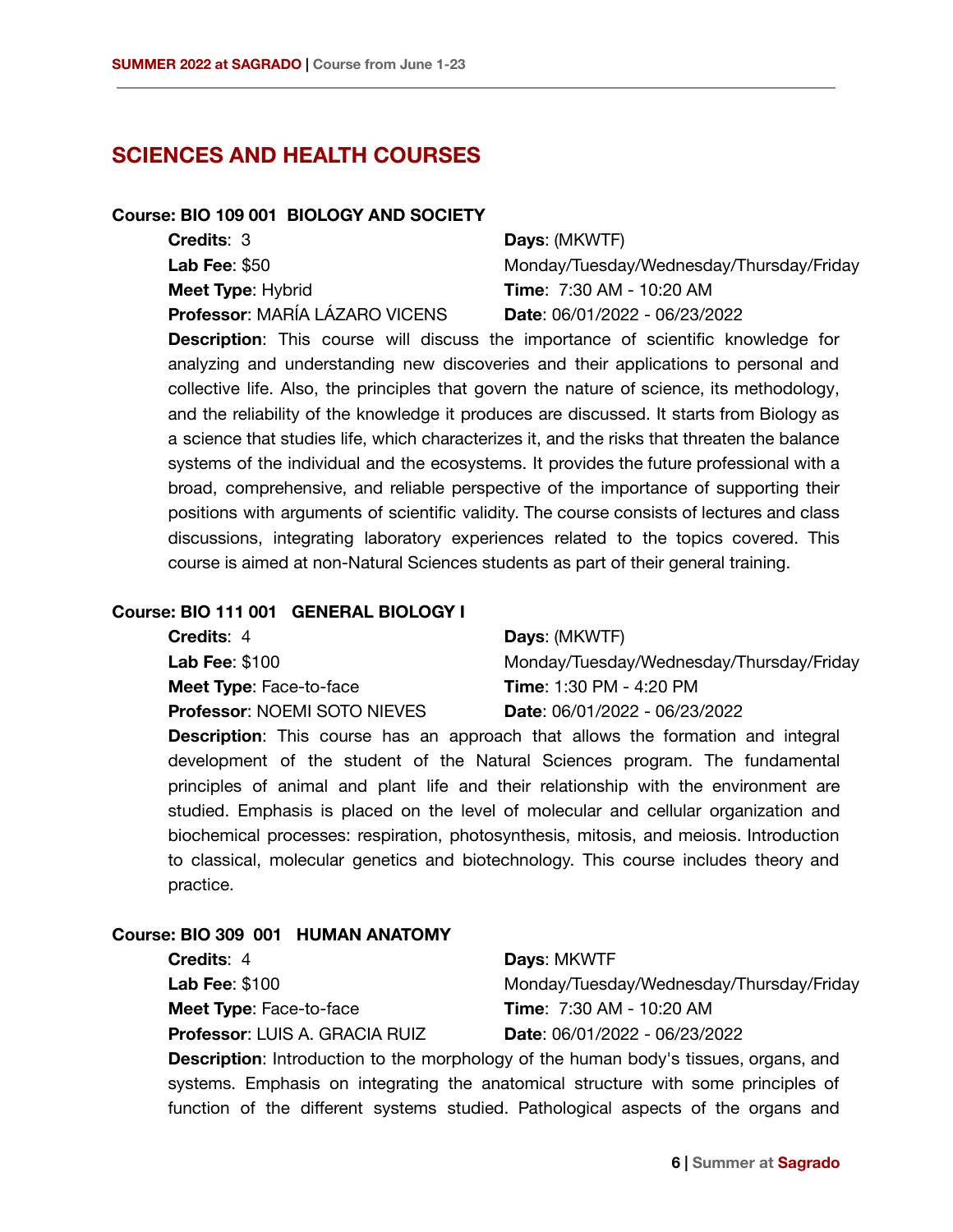## SCIENCES AND HEALTH COURSES

**Course: BIO 109 001 BIOLOGY AND SOCIETY**

**Credits**: 3
**Lab Fee**: $50
**Meet Type**: Hybrid
**Professor**: MARÍA LÁZARO VICENS
**Days**: (MKWTF) Monday/Tuesday/Wednesday/Thursday/Friday
**Time**: 7:30 AM - 10:20 AM
**Date**: 06/01/2022 - 06/23/2022

**Description**: This course will discuss the importance of scientific knowledge for analyzing and understanding new discoveries and their applications to personal and collective life. Also, the principles that govern the nature of science, its methodology, and the reliability of the knowledge it produces are discussed. It starts from Biology as a science that studies life, which characterizes it, and the risks that threaten the balance systems of the individual and the ecosystems. It provides the future professional with a broad, comprehensive, and reliable perspective of the importance of supporting their positions with arguments of scientific validity. The course consists of lectures and class discussions, integrating laboratory experiences related to the topics covered. This course is aimed at non-Natural Sciences students as part of their general training.

**Course: BIO 111 001 GENERAL BIOLOGY I**

**Credits**: 4
**Lab Fee**: $100
**Meet Type**: Face-to-face
**Professor**: NOEMI SOTO NIEVES
**Days**: (MKWTF) Monday/Tuesday/Wednesday/Thursday/Friday
**Time**: 1:30 PM - 4:20 PM
**Date**: 06/01/2022 - 06/23/2022

**Description**: This course has an approach that allows the formation and integral development of the student of the Natural Sciences program. The fundamental principles of animal and plant life and their relationship with the environment are studied. Emphasis is placed on the level of molecular and cellular organization and biochemical processes: respiration, photosynthesis, mitosis, and meiosis. Introduction to classical, molecular genetics and biotechnology. This course includes theory and practice.

**Course: BIO 309 001 HUMAN ANATOMY**

**Credits**: 4
**Lab Fee**: $100
**Meet Type**: Face-to-face
**Professor**: LUIS A. GRACIA RUIZ
**Days**: MKWTF Monday/Tuesday/Wednesday/Thursday/Friday
**Time**: 7:30 AM - 10:20 AM
**Date**: 06/01/2022 - 06/23/2022

**Description**: Introduction to the morphology of the human body's tissues, organs, and systems. Emphasis on integrating the anatomical structure with some principles of function of the different systems studied. Pathological aspects of the organs and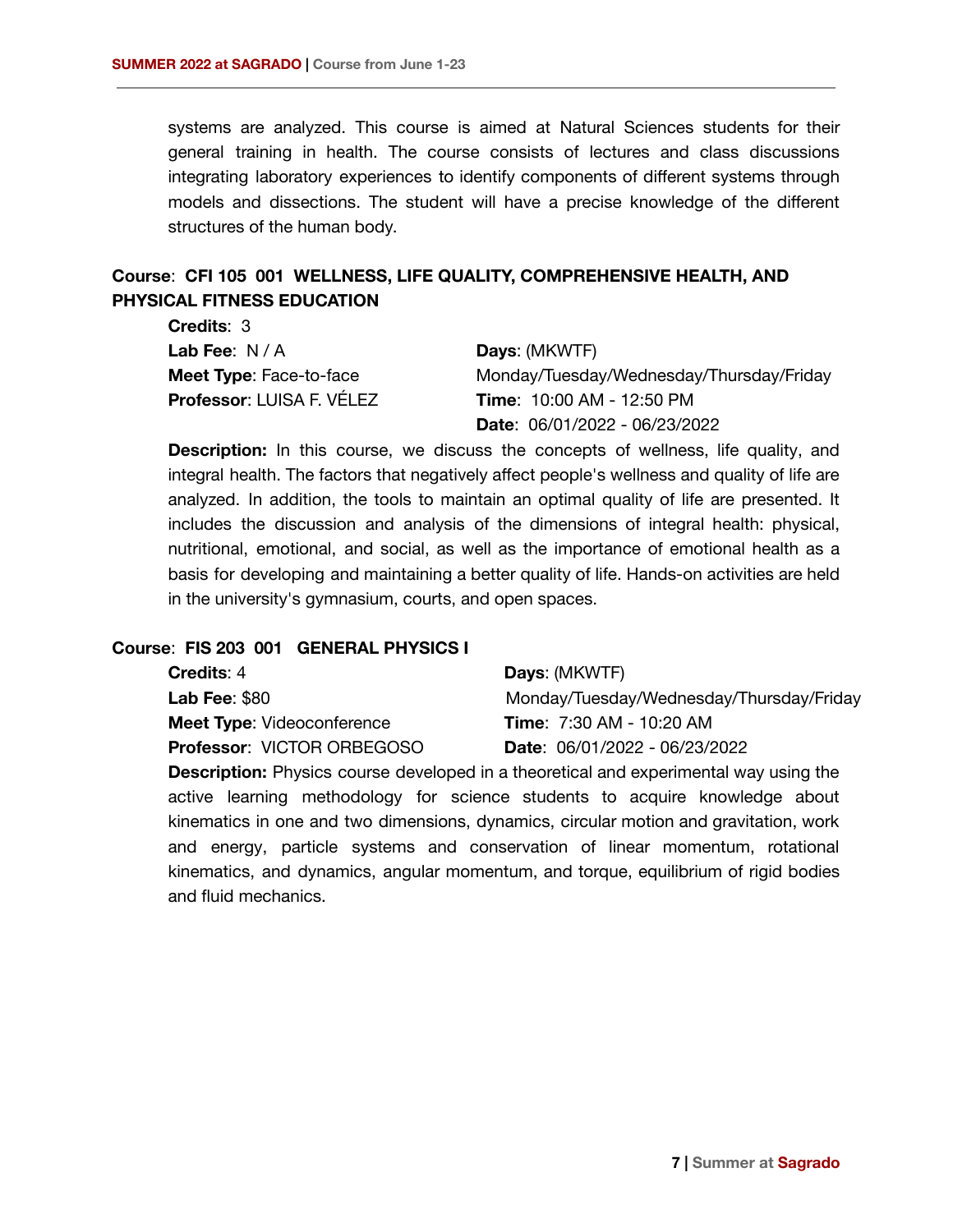systems are analyzed. This course is aimed at Natural Sciences students for their general training in health. The course consists of lectures and class discussions integrating laboratory experiences to identify components of different systems through models and dissections. The student will have a precise knowledge of the different structures of the human body.

**Course**: **CFI 105 001 WELLNESS, LIFE QUALITY, COMPREHENSIVE HEALTH, AND PHYSICAL FITNESS EDUCATION**

**Credits**: 3
**Lab Fee**: N / A
**Meet Type**: Face-to-face
**Professor**: LUISA F. VÉLEZ
**Days**: (MKWTF) Monday/Tuesday/Wednesday/Thursday/Friday
**Time**: 10:00 AM - 12:50 PM
**Date**: 06/01/2022 - 06/23/2022

**Description:** In this course, we discuss the concepts of wellness, life quality, and integral health. The factors that negatively affect people's wellness and quality of life are analyzed. In addition, the tools to maintain an optimal quality of life are presented. It includes the discussion and analysis of the dimensions of integral health: physical, nutritional, emotional, and social, as well as the importance of emotional health as a basis for developing and maintaining a better quality of life. Hands-on activities are held in the university's gymnasium, courts, and open spaces.

**Course**: **FIS 203 001 GENERAL PHYSICS I**

**Credits**: 4
**Lab Fee**: $80
**Meet Type**: Videoconference
**Professor**: VICTOR ORBEGOSO
**Days**: (MKWTF) Monday/Tuesday/Wednesday/Thursday/Friday
**Time**: 7:30 AM - 10:20 AM
**Date**: 06/01/2022 - 06/23/2022

**Description:** Physics course developed in a theoretical and experimental way using the active learning methodology for science students to acquire knowledge about kinematics in one and two dimensions, dynamics, circular motion and gravitation, work and energy, particle systems and conservation of linear momentum, rotational kinematics, and dynamics, angular momentum, and torque, equilibrium of rigid bodies and fluid mechanics.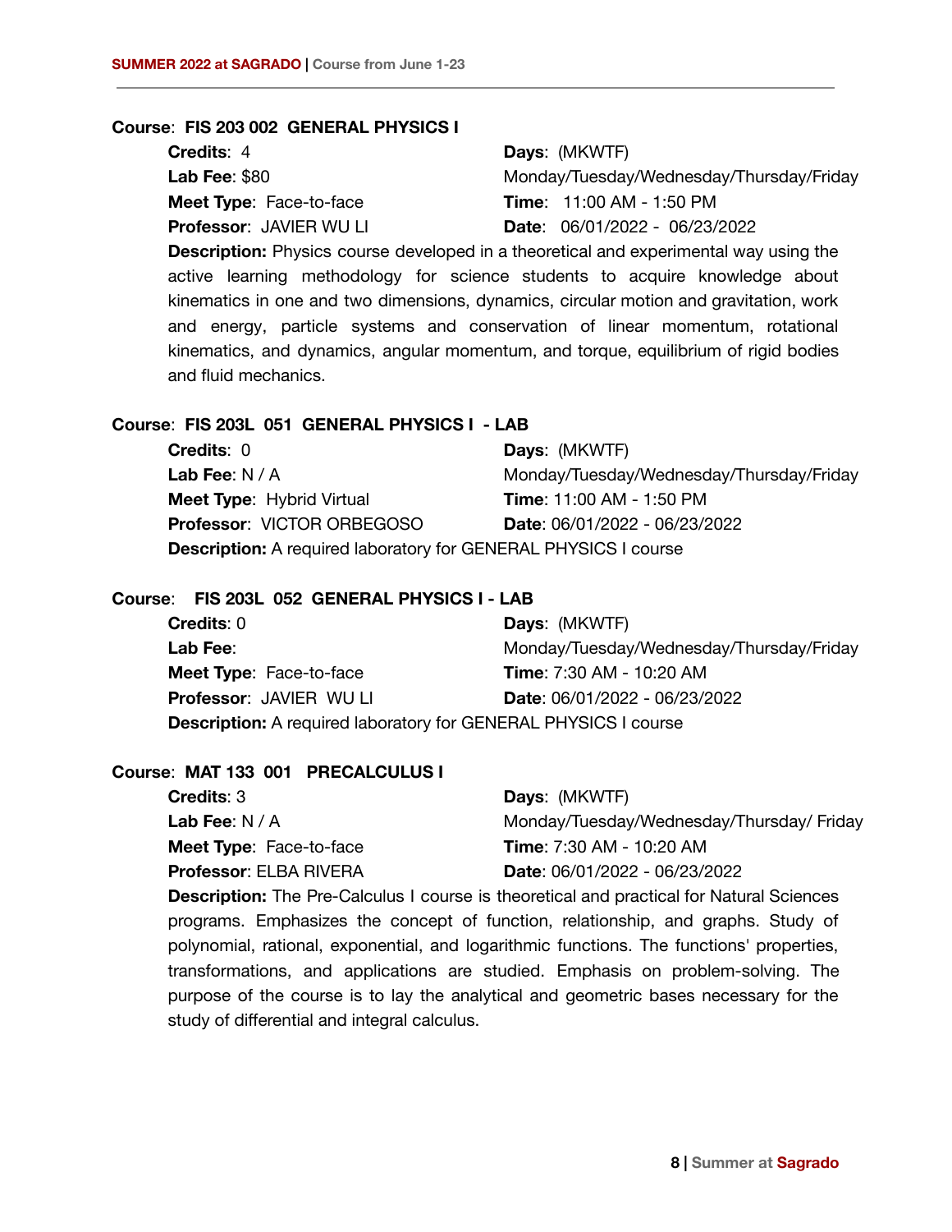**Course**: **FIS 203 002 GENERAL PHYSICS I**

**Credits**: 4
**Lab Fee**: $80
**Meet Type**: Face-to-face
**Professor**: JAVIER WU LI
**Days**: (MKWTF) Monday/Tuesday/Wednesday/Thursday/Friday
**Time**: 11:00 AM - 1:50 PM
**Date**: 06/01/2022 - 06/23/2022

**Description:** Physics course developed in a theoretical and experimental way using the active learning methodology for science students to acquire knowledge about kinematics in one and two dimensions, dynamics, circular motion and gravitation, work and energy, particle systems and conservation of linear momentum, rotational kinematics, and dynamics, angular momentum, and torque, equilibrium of rigid bodies and fluid mechanics.

**Course**: **FIS 203L 051 GENERAL PHYSICS I - LAB**

**Credits**: 0
**Lab Fee**: N / A
**Meet Type**: Hybrid Virtual
**Professor**: VICTOR ORBEGOSO
**Days**: (MKWTF) Monday/Tuesday/Wednesday/Thursday/Friday
**Time**: 11:00 AM - 1:50 PM
**Date**: 06/01/2022 - 06/23/2022

**Description:** A required laboratory for GENERAL PHYSICS I course

**Course**: **FIS 203L 052 GENERAL PHYSICS I - LAB**

**Credits**: 0
**Lab Fee**:
**Meet Type**: Face-to-face
**Professor**: JAVIER WU LI
**Days**: (MKWTF) Monday/Tuesday/Wednesday/Thursday/Friday
**Time**: 7:30 AM - 10:20 AM
**Date**: 06/01/2022 - 06/23/2022

**Description:** A required laboratory for GENERAL PHYSICS I course

**Course**: **MAT 133 001 PRECALCULUS I**

**Credits**: 3
**Lab Fee**: N / A
**Meet Type**: Face-to-face
**Professor**: ELBA RIVERA
**Days**: (MKWTF) Monday/Tuesday/Wednesday/Thursday/ Friday
**Time**: 7:30 AM - 10:20 AM
**Date**: 06/01/2022 - 06/23/2022

**Description:** The Pre-Calculus I course is theoretical and practical for Natural Sciences programs. Emphasizes the concept of function, relationship, and graphs. Study of polynomial, rational, exponential, and logarithmic functions. The functions' properties, transformations, and applications are studied. Emphasis on problem-solving. The purpose of the course is to lay the analytical and geometric bases necessary for the study of differential and integral calculus.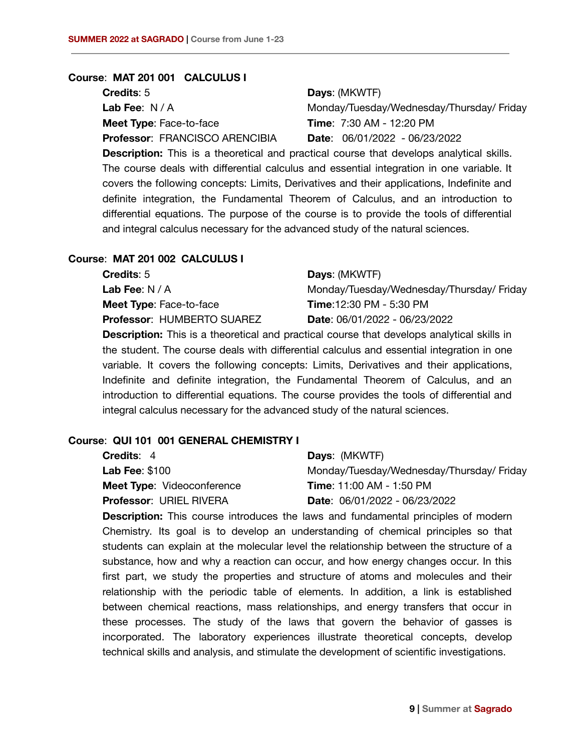**Course**: **MAT 201 001 CALCULUS I**

**Credits**: 5
**Lab Fee**: N / A
**Meet Type**: Face-to-face
**Professor**: FRANCISCO ARENCIBIA

**Days**: (MKWTF)
Monday/Tuesday/Wednesday/Thursday/ Friday
**Time**: 7:30 AM - 12:20 PM
**Date**: 06/01/2022 - 06/23/2022

**Description:** This is a theoretical and practical course that develops analytical skills. The course deals with differential calculus and essential integration in one variable. It covers the following concepts: Limits, Derivatives and their applications, Indefinite and definite integration, the Fundamental Theorem of Calculus, and an introduction to differential equations. The purpose of the course is to provide the tools of differential and integral calculus necessary for the advanced study of the natural sciences.

**Course**: **MAT 201 002 CALCULUS I**

**Credits**: 5
**Lab Fee**: N / A
**Meet Type**: Face-to-face
**Professor**: HUMBERTO SUAREZ

**Days**: (MKWTF)
Monday/Tuesday/Wednesday/Thursday/ Friday
**Time**:12:30 PM - 5:30 PM
**Date**: 06/01/2022 - 06/23/2022

**Description:** This is a theoretical and practical course that develops analytical skills in the student. The course deals with differential calculus and essential integration in one variable. It covers the following concepts: Limits, Derivatives and their applications, Indefinite and definite integration, the Fundamental Theorem of Calculus, and an introduction to differential equations. The course provides the tools of differential and integral calculus necessary for the advanced study of the natural sciences.

**Course**: **QUI 101 001 GENERAL CHEMISTRY I**

**Credits**: 4
**Lab Fee**: $100
**Meet Type**: Videoconference
**Professor**: URIEL RIVERA

**Days**: (MKWTF)
Monday/Tuesday/Wednesday/Thursday/ Friday
**Time**: 11:00 AM - 1:50 PM
**Date**: 06/01/2022 - 06/23/2022

**Description:** This course introduces the laws and fundamental principles of modern Chemistry. Its goal is to develop an understanding of chemical principles so that students can explain at the molecular level the relationship between the structure of a substance, how and why a reaction can occur, and how energy changes occur. In this first part, we study the properties and structure of atoms and molecules and their relationship with the periodic table of elements. In addition, a link is established between chemical reactions, mass relationships, and energy transfers that occur in these processes. The study of the laws that govern the behavior of gasses is incorporated. The laboratory experiences illustrate theoretical concepts, develop technical skills and analysis, and stimulate the development of scientific investigations.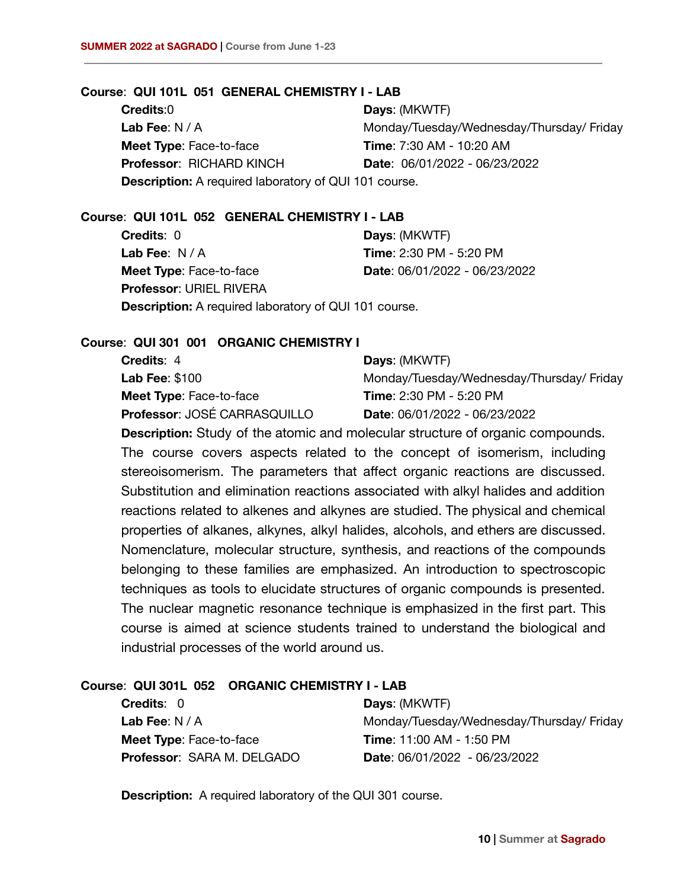**Course**: **QUI 101L 051 GENERAL CHEMISTRY I - LAB**

**Credits**:0
**Lab Fee**: N / A
**Meet Type**: Face-to-face
**Professor**: RICHARD KINCH
**Days**: (MKWTF) Monday/Tuesday/Wednesday/Thursday/ Friday
**Time**: 7:30 AM - 10:20 AM
**Date**: 06/01/2022 - 06/23/2022

**Description:** A required laboratory of QUI 101 course.

**Course**: **QUI 101L 052 GENERAL CHEMISTRY I - LAB**

**Credits**: 0
**Lab Fee**: N / A
**Meet Type**: Face-to-face
**Professor**: URIEL RIVERA
**Days**: (MKWTF)
**Time**: 2:30 PM - 5:20 PM
**Date**: 06/01/2022 - 06/23/2022

**Description:** A required laboratory of QUI 101 course.

**Course**: **QUI 301 001 ORGANIC CHEMISTRY I**

**Credits**: 4
**Lab Fee**: $100
**Meet Type**: Face-to-face
**Professor**: JOSÉ CARRASQUILLO
**Days**: (MKWTF) Monday/Tuesday/Wednesday/Thursday/ Friday
**Time**: 2:30 PM - 5:20 PM
**Date**: 06/01/2022 - 06/23/2022

**Description:** Study of the atomic and molecular structure of organic compounds. The course covers aspects related to the concept of isomerism, including stereoisomerism. The parameters that affect organic reactions are discussed. Substitution and elimination reactions associated with alkyl halides and addition reactions related to alkenes and alkynes are studied. The physical and chemical properties of alkanes, alkynes, alkyl halides, alcohols, and ethers are discussed. Nomenclature, molecular structure, synthesis, and reactions of the compounds belonging to these families are emphasized. An introduction to spectroscopic techniques as tools to elucidate structures of organic compounds is presented. The nuclear magnetic resonance technique is emphasized in the first part. This course is aimed at science students trained to understand the biological and industrial processes of the world around us.

**Course**: **QUI 301L 052 ORGANIC CHEMISTRY I - LAB**

**Credits**: 0
**Lab Fee**: N / A
**Meet Type**: Face-to-face
**Professor**: SARA M. DELGADO
**Days**: (MKWTF) Monday/Tuesday/Wednesday/Thursday/ Friday
**Time**: 11:00 AM - 1:50 PM
**Date**: 06/01/2022 - 06/23/2022

**Description:** A required laboratory of the QUI 301 course.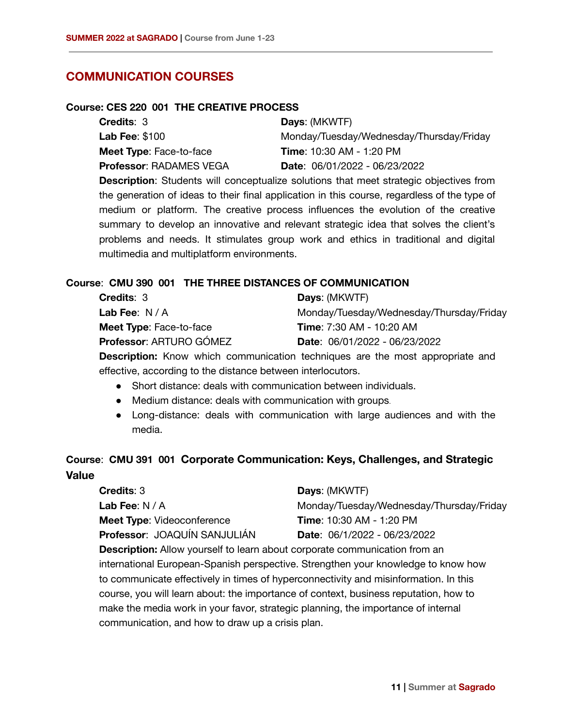## COMMUNICATION COURSES

### Course: CES 220 001 THE CREATIVE PROCESS

**Credits**: 3
**Lab Fee**: $100
**Meet Type**: Face-to-face
**Professor**: RADAMES VEGA
**Days**: (MKWTF) Monday/Tuesday/Wednesday/Thursday/Friday
**Time**: 10:30 AM - 1:20 PM
**Date**: 06/01/2022 - 06/23/2022

**Description**: Students will conceptualize solutions that meet strategic objectives from the generation of ideas to their final application in this course, regardless of the type of medium or platform. The creative process influences the evolution of the creative summary to develop an innovative and relevant strategic idea that solves the client's problems and needs. It stimulates group work and ethics in traditional and digital multimedia and multiplatform environments.

### Course: CMU 390 001 THE THREE DISTANCES OF COMMUNICATION

**Credits**: 3
**Lab Fee**: N / A
**Meet Type**: Face-to-face
**Professor**: ARTURO GÓMEZ
**Days**: (MKWTF) Monday/Tuesday/Wednesday/Thursday/Friday
**Time**: 7:30 AM - 10:20 AM
**Date**: 06/01/2022 - 06/23/2022

**Description:** Know which communication techniques are the most appropriate and effective, according to the distance between interlocutors.

- Short distance: deals with communication between individuals.
- Medium distance: deals with communication with groups.
- Long-distance: deals with communication with large audiences and with the media.

### Course: CMU 391 001 Corporate Communication: Keys, Challenges, and Strategic Value

**Credits**: 3
**Lab Fee**: N / A
**Meet Type**: Videoconference
**Professor**: JOAQUÍN SANJULIÁN
**Days**: (MKWTF) Monday/Tuesday/Wednesday/Thursday/Friday
**Time**: 10:30 AM - 1:20 PM
**Date**: 06/1/2022 - 06/23/2022

**Description:** Allow yourself to learn about corporate communication from an international European-Spanish perspective. Strengthen your knowledge to know how to communicate effectively in times of hyperconnectivity and misinformation. In this course, you will learn about: the importance of context, business reputation, how to make the media work in your favor, strategic planning, the importance of internal communication, and how to draw up a crisis plan.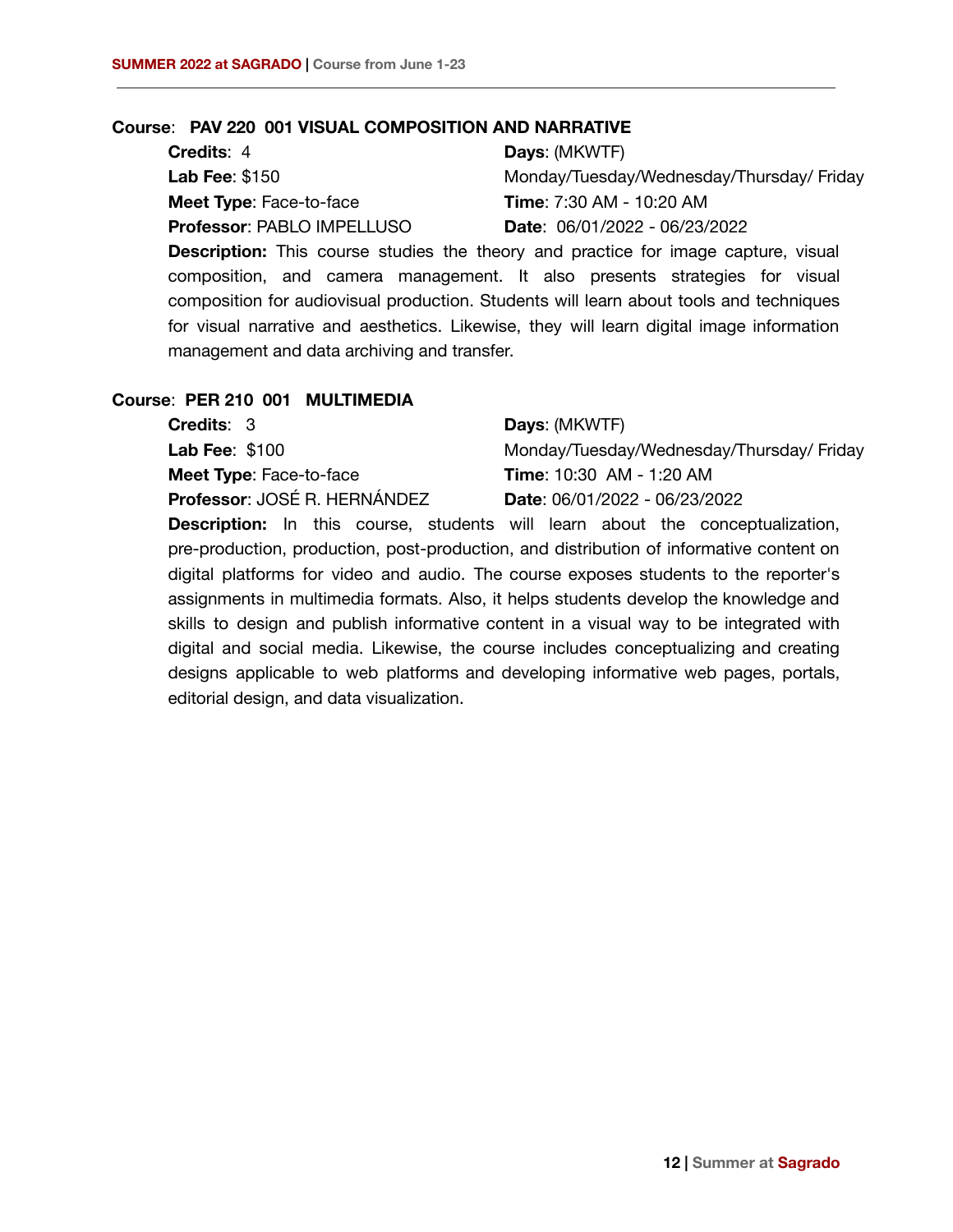**Course**: **PAV 220 001 VISUAL COMPOSITION AND NARRATIVE**

**Credits**: 4
**Lab Fee**: $150
**Meet Type**: Face-to-face
**Professor**: PABLO IMPELLUSO
**Days**: (MKWTF) Monday/Tuesday/Wednesday/Thursday/ Friday
**Time**: 7:30 AM - 10:20 AM
**Date**: 06/01/2022 - 06/23/2022

**Description:** This course studies the theory and practice for image capture, visual composition, and camera management. It also presents strategies for visual composition for audiovisual production. Students will learn about tools and techniques for visual narrative and aesthetics. Likewise, they will learn digital image information management and data archiving and transfer.

**Course**: **PER 210 001 MULTIMEDIA**

**Credits**: 3
**Lab Fee**: $100
**Meet Type**: Face-to-face
**Professor**: JOSÉ R. HERNÁNDEZ
**Days**: (MKWTF) Monday/Tuesday/Wednesday/Thursday/ Friday
**Time**: 10:30 AM - 1:20 AM
**Date**: 06/01/2022 - 06/23/2022

**Description:** In this course, students will learn about the conceptualization, pre-production, production, post-production, and distribution of informative content on digital platforms for video and audio. The course exposes students to the reporter's assignments in multimedia formats. Also, it helps students develop the knowledge and skills to design and publish informative content in a visual way to be integrated with digital and social media. Likewise, the course includes conceptualizing and creating designs applicable to web platforms and developing informative web pages, portals, editorial design, and data visualization.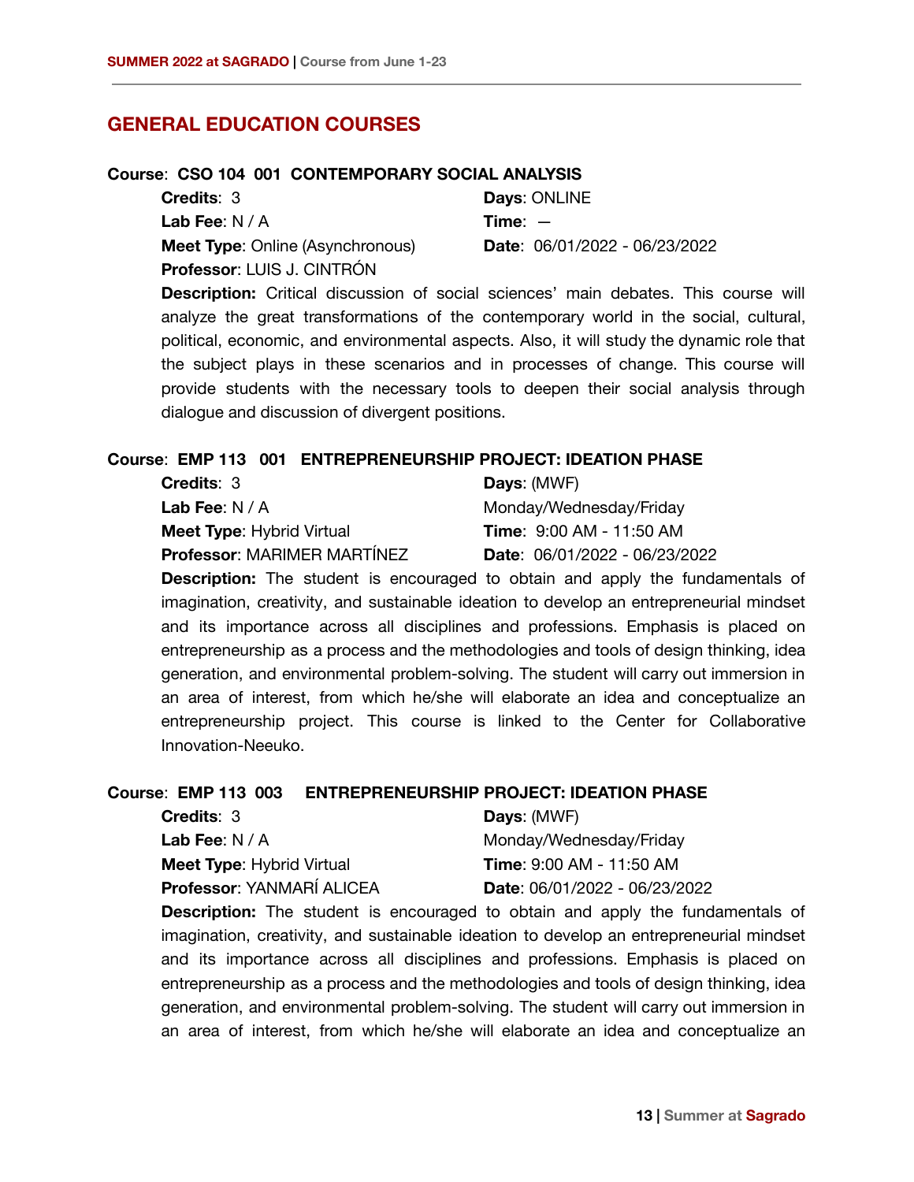## GENERAL EDUCATION COURSES

**Course**: **CSO 104 001 CONTEMPORARY SOCIAL ANALYSIS**

**Credits**: 3
**Lab Fee**: N / A
**Meet Type**: Online (Asynchronous)
**Professor**: LUIS J. CINTRÓN
**Days**: ONLINE
**Time**: –
**Date**: 06/01/2022 - 06/23/2022

**Description:** Critical discussion of social sciences' main debates. This course will analyze the great transformations of the contemporary world in the social, cultural, political, economic, and environmental aspects. Also, it will study the dynamic role that the subject plays in these scenarios and in processes of change. This course will provide students with the necessary tools to deepen their social analysis through dialogue and discussion of divergent positions.

**Course**: **EMP 113 001 ENTREPRENEURSHIP PROJECT: IDEATION PHASE**

**Credits**: 3
**Lab Fee**: N / A
**Meet Type**: Hybrid Virtual
**Professor**: MARIMER MARTÍNEZ
**Days**: (MWF) Monday/Wednesday/Friday
**Time**: 9:00 AM - 11:50 AM
**Date**: 06/01/2022 - 06/23/2022

**Description:** The student is encouraged to obtain and apply the fundamentals of imagination, creativity, and sustainable ideation to develop an entrepreneurial mindset and its importance across all disciplines and professions. Emphasis is placed on entrepreneurship as a process and the methodologies and tools of design thinking, idea generation, and environmental problem-solving. The student will carry out immersion in an area of interest, from which he/she will elaborate an idea and conceptualize an entrepreneurship project. This course is linked to the Center for Collaborative Innovation-Neeuko.

**Course**: **EMP 113 003 ENTREPRENEURSHIP PROJECT: IDEATION PHASE**

**Credits**: 3
**Lab Fee**: N / A
**Meet Type**: Hybrid Virtual
**Professor**: YANMARÍ ALICEA
**Days**: (MWF) Monday/Wednesday/Friday
**Time**: 9:00 AM - 11:50 AM
**Date**: 06/01/2022 - 06/23/2022

**Description:** The student is encouraged to obtain and apply the fundamentals of imagination, creativity, and sustainable ideation to develop an entrepreneurial mindset and its importance across all disciplines and professions. Emphasis is placed on entrepreneurship as a process and the methodologies and tools of design thinking, idea generation, and environmental problem-solving. The student will carry out immersion in an area of interest, from which he/she will elaborate an idea and conceptualize an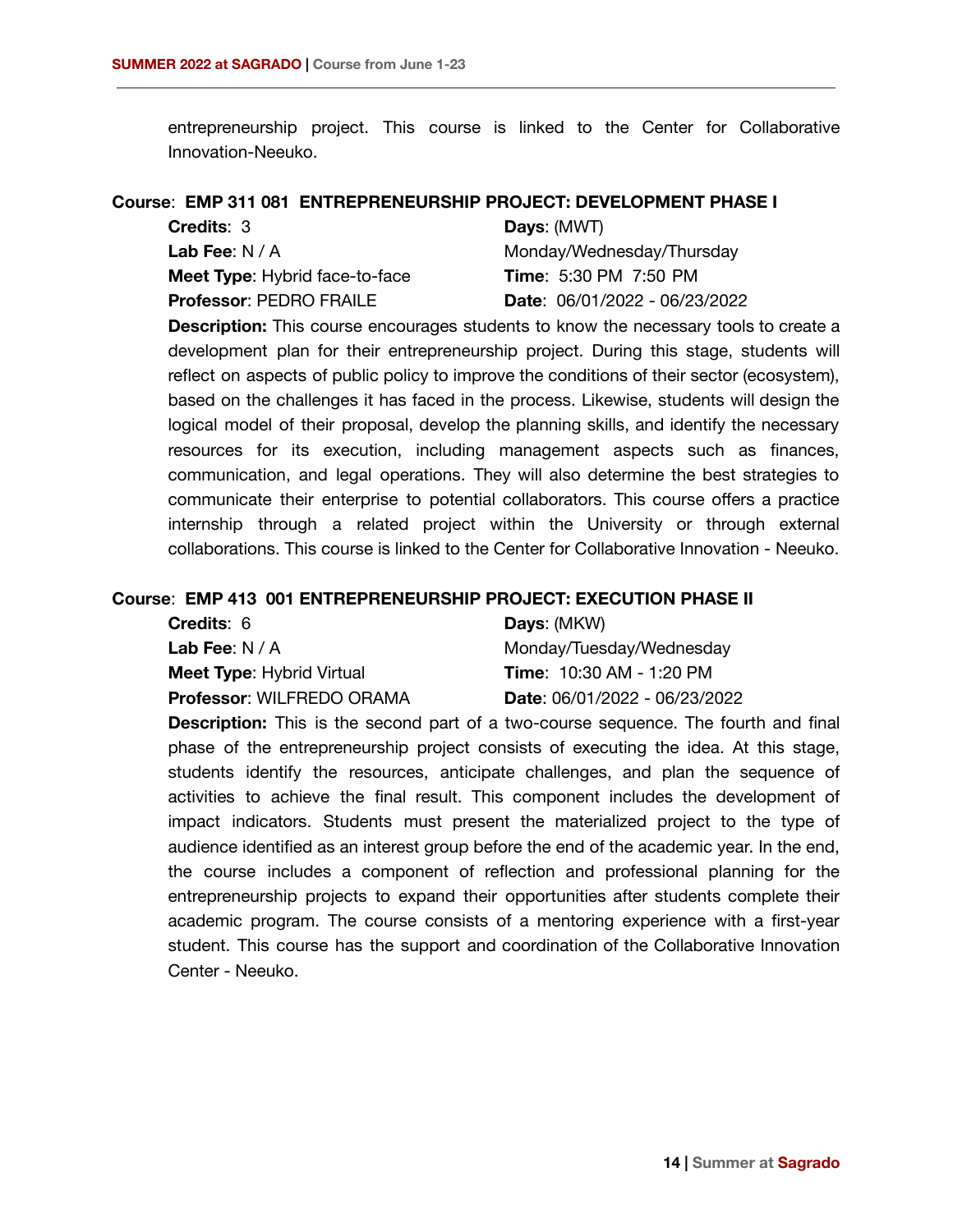entrepreneurship project. This course is linked to the Center for Collaborative Innovation-Neeuko.

**Course**: **EMP 311 081 ENTREPRENEURSHIP PROJECT: DEVELOPMENT PHASE I**

**Credits**: 3
**Lab Fee**: N / A
**Meet Type**: Hybrid face-to-face
**Professor**: PEDRO FRAILE

**Days**: (MWT)
Monday/Wednesday/Thursday
**Time**: 5:30 PM 7:50 PM
**Date**: 06/01/2022 - 06/23/2022

**Description:** This course encourages students to know the necessary tools to create a development plan for their entrepreneurship project. During this stage, students will reflect on aspects of public policy to improve the conditions of their sector (ecosystem), based on the challenges it has faced in the process. Likewise, students will design the logical model of their proposal, develop the planning skills, and identify the necessary resources for its execution, including management aspects such as finances, communication, and legal operations. They will also determine the best strategies to communicate their enterprise to potential collaborators. This course offers a practice internship through a related project within the University or through external collaborations. This course is linked to the Center for Collaborative Innovation - Neeuko.

**Course**: **EMP 413 001 ENTREPRENEURSHIP PROJECT: EXECUTION PHASE II**

**Credits**: 6
**Lab Fee**: N / A
**Meet Type**: Hybrid Virtual
**Professor**: WILFREDO ORAMA

**Days**: (MKW)
Monday/Tuesday/Wednesday
**Time**: 10:30 AM - 1:20 PM
**Date**: 06/01/2022 - 06/23/2022

**Description:** This is the second part of a two-course sequence. The fourth and final phase of the entrepreneurship project consists of executing the idea. At this stage, students identify the resources, anticipate challenges, and plan the sequence of activities to achieve the final result. This component includes the development of impact indicators. Students must present the materialized project to the type of audience identified as an interest group before the end of the academic year. In the end, the course includes a component of reflection and professional planning for the entrepreneurship projects to expand their opportunities after students complete their academic program. The course consists of a mentoring experience with a first-year student. This course has the support and coordination of the Collaborative Innovation Center - Neeuko.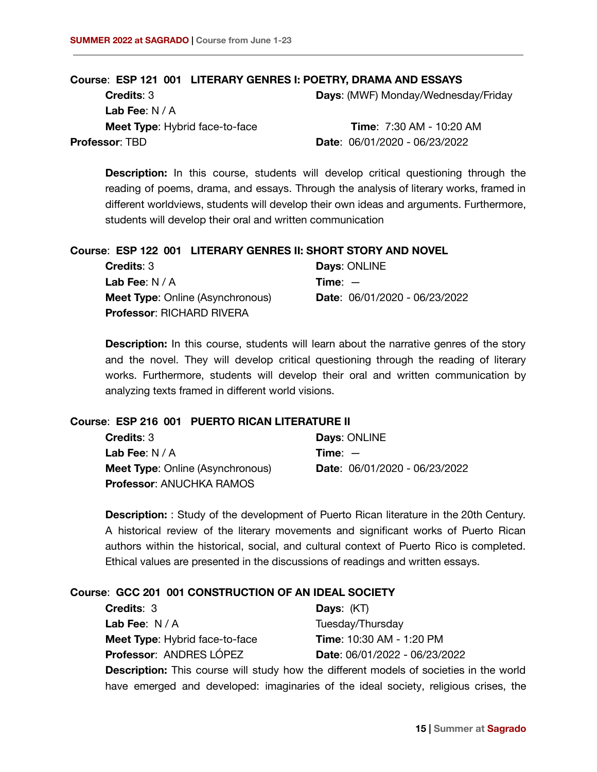**Course**: **ESP 121 001 LITERARY GENRES I: POETRY, DRAMA AND ESSAYS**

**Credits**: 3
**Lab Fee**: N / A
**Meet Type**: Hybrid face-to-face
**Professor**: TBD
**Days**: (MWF) Monday/Wednesday/Friday
**Time**: 7:30 AM - 10:20 AM
**Date**: 06/01/2020 - 06/23/2022

**Description:** In this course, students will develop critical questioning through the reading of poems, drama, and essays. Through the analysis of literary works, framed in different worldviews, students will develop their own ideas and arguments. Furthermore, students will develop their oral and written communication

**Course**: **ESP 122 001 LITERARY GENRES II: SHORT STORY AND NOVEL**

**Credits**: 3
**Lab Fee**: N / A
**Meet Type**: Online (Asynchronous)
**Professor**: RICHARD RIVERA
**Days**: ONLINE
**Time**: —
**Date**: 06/01/2020 - 06/23/2022

**Description:** In this course, students will learn about the narrative genres of the story and the novel. They will develop critical questioning through the reading of literary works. Furthermore, students will develop their oral and written communication by analyzing texts framed in different world visions.

**Course**: **ESP 216 001 PUERTO RICAN LITERATURE II**

**Credits**: 3
**Lab Fee**: N / A
**Meet Type**: Online (Asynchronous)
**Professor**: ANUCHKA RAMOS
**Days**: ONLINE
**Time**: —
**Date**: 06/01/2020 - 06/23/2022

**Description:** : Study of the development of Puerto Rican literature in the 20th Century. A historical review of the literary movements and significant works of Puerto Rican authors within the historical, social, and cultural context of Puerto Rico is completed. Ethical values are presented in the discussions of readings and written essays.

**Course**: **GCC 201 001 CONSTRUCTION OF AN IDEAL SOCIETY**

**Credits**: 3
**Lab Fee**: N / A
**Meet Type**: Hybrid face-to-face
**Professor**: ANDRES LÓPEZ
**Days**: (KT) Tuesday/Thursday
**Time**: 10:30 AM - 1:20 PM
**Date**: 06/01/2022 - 06/23/2022

**Description:** This course will study how the different models of societies in the world have emerged and developed: imaginaries of the ideal society, religious crises, the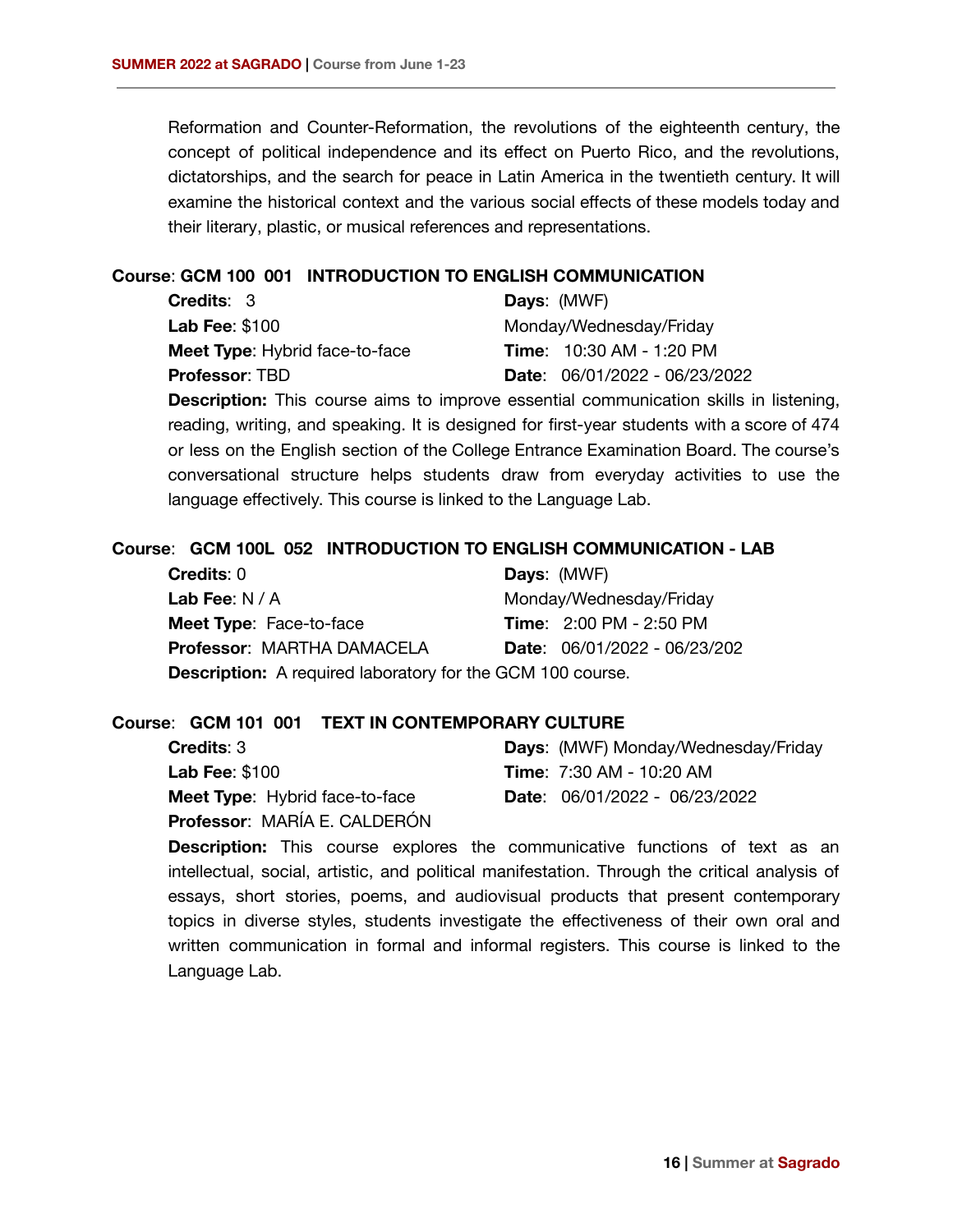Reformation and Counter-Reformation, the revolutions of the eighteenth century, the concept of political independence and its effect on Puerto Rico, and the revolutions, dictatorships, and the search for peace in Latin America in the twentieth century. It will examine the historical context and the various social effects of these models today and their literary, plastic, or musical references and representations.

**Course**: **GCM 100 001 INTRODUCTION TO ENGLISH COMMUNICATION**

**Credits**: 3
**Lab Fee**: $100
**Meet Type**: Hybrid face-to-face
**Professor**: TBD
**Days**: (MWF) Monday/Wednesday/Friday
**Time**: 10:30 AM - 1:20 PM
**Date**: 06/01/2022 - 06/23/2022

**Description:** This course aims to improve essential communication skills in listening, reading, writing, and speaking. It is designed for first-year students with a score of 474 or less on the English section of the College Entrance Examination Board. The course's conversational structure helps students draw from everyday activities to use the language effectively. This course is linked to the Language Lab.

**Course**: **GCM 100L 052 INTRODUCTION TO ENGLISH COMMUNICATION - LAB**

**Credits**: 0
**Lab Fee**: N / A
**Meet Type**: Face-to-face
**Professor**: MARTHA DAMACELA
**Days**: (MWF) Monday/Wednesday/Friday
**Time**: 2:00 PM - 2:50 PM
**Date**: 06/01/2022 - 06/23/202

**Description:** A required laboratory for the GCM 100 course.

**Course**: **GCM 101 001 TEXT IN CONTEMPORARY CULTURE**

**Credits**: 3
**Lab Fee**: $100
**Meet Type**: Hybrid face-to-face
**Professor**: MARÍA E. CALDERÓN
**Days**: (MWF) Monday/Wednesday/Friday
**Time**: 7:30 AM - 10:20 AM
**Date**: 06/01/2022 - 06/23/2022

**Description:** This course explores the communicative functions of text as an intellectual, social, artistic, and political manifestation. Through the critical analysis of essays, short stories, poems, and audiovisual products that present contemporary topics in diverse styles, students investigate the effectiveness of their own oral and written communication in formal and informal registers. This course is linked to the Language Lab.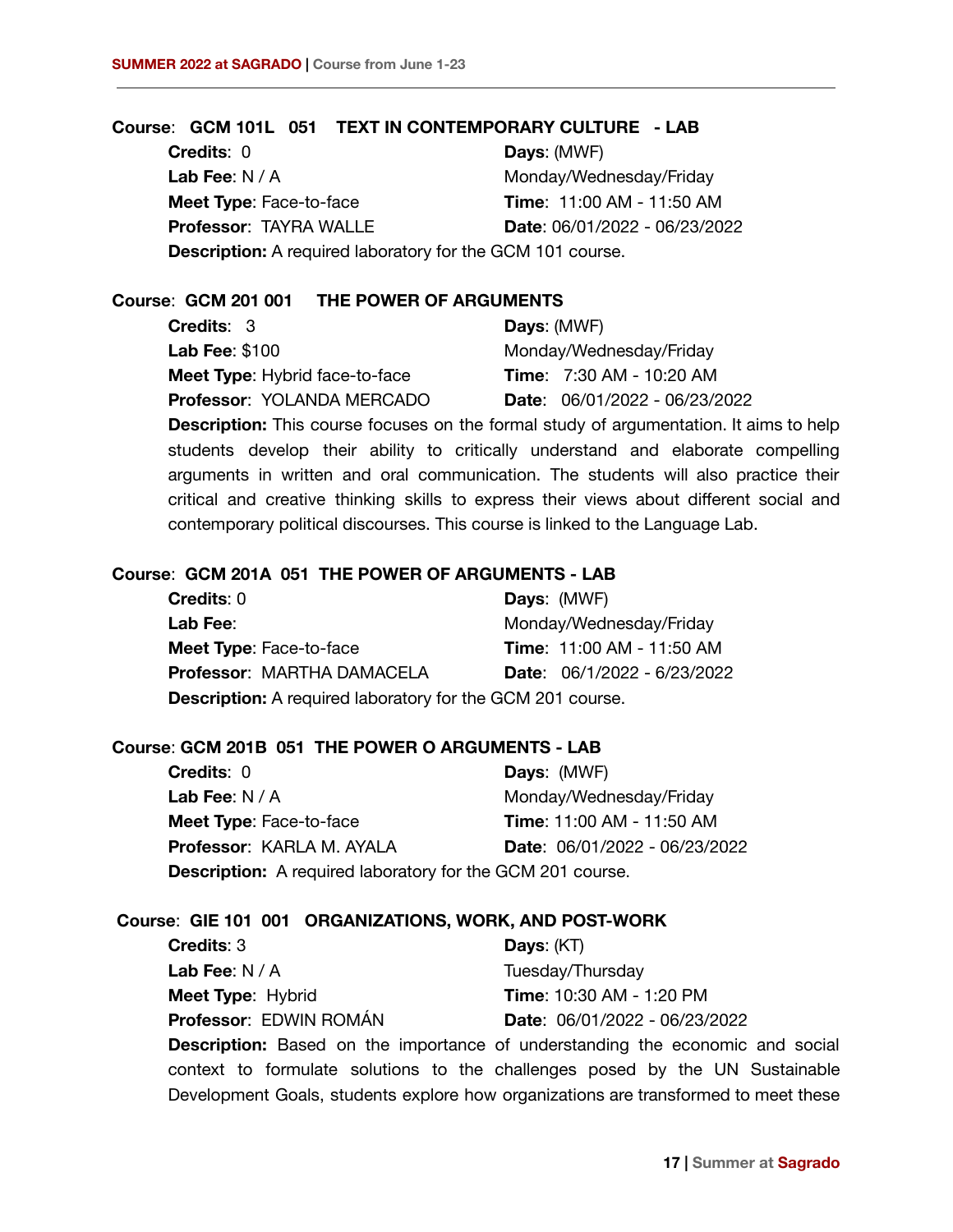**Course**: **GCM 101L 051 TEXT IN CONTEMPORARY CULTURE - LAB**

**Credits**: 0
**Lab Fee**: N / A
**Meet Type**: Face-to-face
**Professor**: TAYRA WALLE
**Days**: (MWF) Monday/Wednesday/Friday
**Time**: 11:00 AM - 11:50 AM
**Date**: 06/01/2022 - 06/23/2022

**Description:** A required laboratory for the GCM 101 course.

**Course**: **GCM 201 001 THE POWER OF ARGUMENTS**

**Credits**: 3
**Lab Fee**: $100
**Meet Type**: Hybrid face-to-face
**Professor**: YOLANDA MERCADO
**Days**: (MWF) Monday/Wednesday/Friday
**Time**: 7:30 AM - 10:20 AM
**Date**: 06/01/2022 - 06/23/2022

**Description:** This course focuses on the formal study of argumentation. It aims to help students develop their ability to critically understand and elaborate compelling arguments in written and oral communication. The students will also practice their critical and creative thinking skills to express their views about different social and contemporary political discourses. This course is linked to the Language Lab.

**Course**: **GCM 201A 051 THE POWER OF ARGUMENTS - LAB**

**Credits**: 0
**Lab Fee**:
**Meet Type**: Face-to-face
**Professor**: MARTHA DAMACELA
**Days**: (MWF) Monday/Wednesday/Friday
**Time**: 11:00 AM - 11:50 AM
**Date**: 06/1/2022 - 6/23/2022

**Description:** A required laboratory for the GCM 201 course.

**Course**: **GCM 201B 051 THE POWER O ARGUMENTS - LAB**

**Credits**: 0
**Lab Fee**: N / A
**Meet Type**: Face-to-face
**Professor**: KARLA M. AYALA
**Days**: (MWF) Monday/Wednesday/Friday
**Time**: 11:00 AM - 11:50 AM
**Date**: 06/01/2022 - 06/23/2022

**Description:** A required laboratory for the GCM 201 course.

**Course**: **GIE 101 001 ORGANIZATIONS, WORK, AND POST-WORK**

**Credits**: 3
**Lab Fee**: N / A
**Meet Type**: Hybrid
**Professor**: EDWIN ROMÁN
**Days**: (KT) Tuesday/Thursday
**Time**: 10:30 AM - 1:20 PM
**Date**: 06/01/2022 - 06/23/2022

**Description:** Based on the importance of understanding the economic and social context to formulate solutions to the challenges posed by the UN Sustainable Development Goals, students explore how organizations are transformed to meet these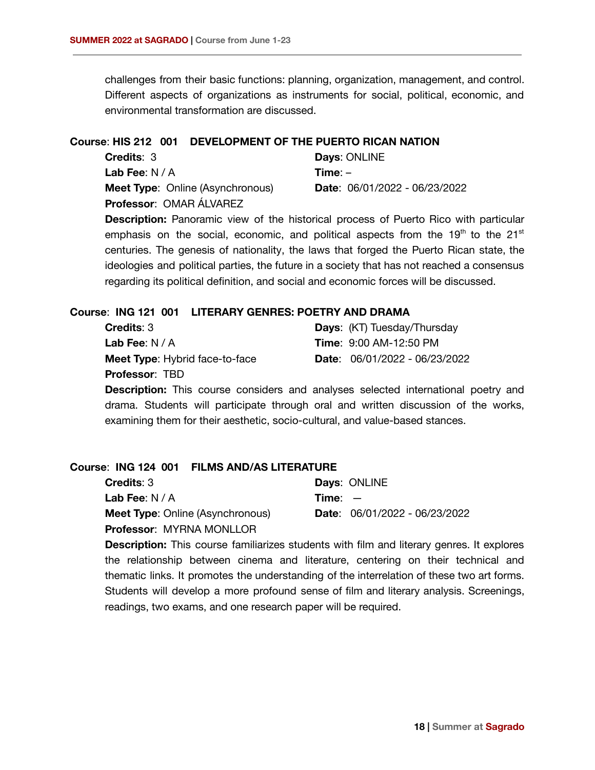challenges from their basic functions: planning, organization, management, and control. Different aspects of organizations as instruments for social, political, economic, and environmental transformation are discussed.

**Course**: **HIS 212 001 DEVELOPMENT OF THE PUERTO RICAN NATION**

**Credits**: 3
**Days**: ONLINE
**Lab Fee**: N / A
**Time**: –
**Meet Type**: Online (Asynchronous)
**Date**: 06/01/2022 - 06/23/2022
**Professor**: OMAR ÁLVAREZ

**Description:** Panoramic view of the historical process of Puerto Rico with particular emphasis on the social, economic, and political aspects from the 19th to the 21st centuries. The genesis of nationality, the laws that forged the Puerto Rican state, the ideologies and political parties, the future in a society that has not reached a consensus regarding its political definition, and social and economic forces will be discussed.

**Course**: **ING 121 001 LITERARY GENRES: POETRY AND DRAMA**

**Credits**: 3
**Days**: (KT) Tuesday/Thursday
**Lab Fee**: N / A
**Time**: 9:00 AM-12:50 PM
**Meet Type**: Hybrid face-to-face
**Date**: 06/01/2022 - 06/23/2022
**Professor**: TBD

**Description:** This course considers and analyses selected international poetry and drama. Students will participate through oral and written discussion of the works, examining them for their aesthetic, socio-cultural, and value-based stances.

**Course**: **ING 124 001 FILMS AND/AS LITERATURE**

**Credits**: 3
**Days**: ONLINE
**Lab Fee**: N / A
**Time**: —
**Meet Type**: Online (Asynchronous)
**Date**: 06/01/2022 - 06/23/2022
**Professor**: MYRNA MONLLOR

**Description:** This course familiarizes students with film and literary genres. It explores the relationship between cinema and literature, centering on their technical and thematic links. It promotes the understanding of the interrelation of these two art forms. Students will develop a more profound sense of film and literary analysis. Screenings, readings, two exams, and one research paper will be required.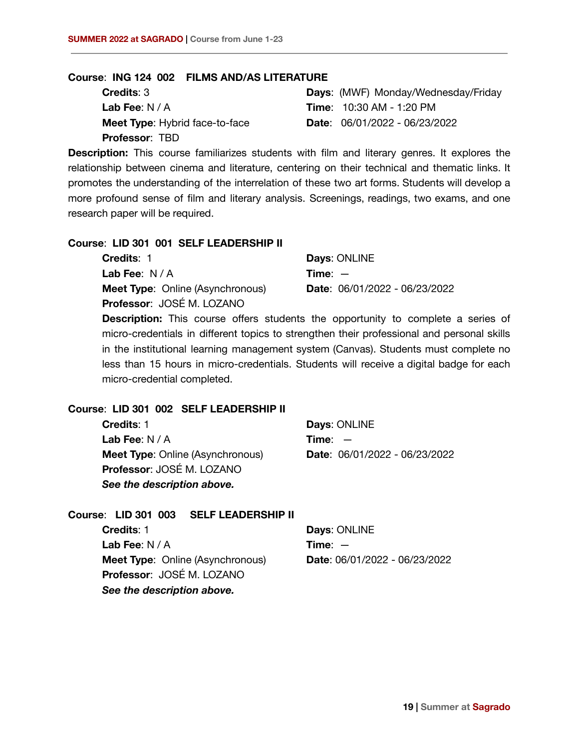**Course**: **ING 124 002 FILMS AND/AS LITERATURE**

**Credits**: 3
**Lab Fee**: N / A
**Meet Type**: Hybrid face-to-face
**Professor**: TBD
**Days**: (MWF) Monday/Wednesday/Friday
**Time**: 10:30 AM - 1:20 PM
**Date**: 06/01/2022 - 06/23/2022

**Description:** This course familiarizes students with film and literary genres. It explores the relationship between cinema and literature, centering on their technical and thematic links. It promotes the understanding of the interrelation of these two art forms. Students will develop a more profound sense of film and literary analysis. Screenings, readings, two exams, and one research paper will be required.

**Course**: **LID 301 001 SELF LEADERSHIP II**

**Credits**: 1
**Lab Fee**: N / A
**Meet Type**: Online (Asynchronous)
**Professor**: JOSÉ M. LOZANO
**Days**: ONLINE
**Time**: —
**Date**: 06/01/2022 - 06/23/2022

**Description:** This course offers students the opportunity to complete a series of micro-credentials in different topics to strengthen their professional and personal skills in the institutional learning management system (Canvas). Students must complete no less than 15 hours in micro-credentials. Students will receive a digital badge for each micro-credential completed.

**Course**: **LID 301 002 SELF LEADERSHIP II**

**Credits**: 1
**Lab Fee**: N / A
**Meet Type**: Online (Asynchronous)
**Professor**: JOSÉ M. LOZANO
**Days**: ONLINE
**Time**: —
**Date**: 06/01/2022 - 06/23/2022

***See the description above.***

**Course**: **LID 301 003 SELF LEADERSHIP II**

**Credits**: 1
**Lab Fee**: N / A
**Meet Type**: Online (Asynchronous)
**Professor**: JOSÉ M. LOZANO
**Days**: ONLINE
**Time**: —
**Date**: 06/01/2022 - 06/23/2022

***See the description above.***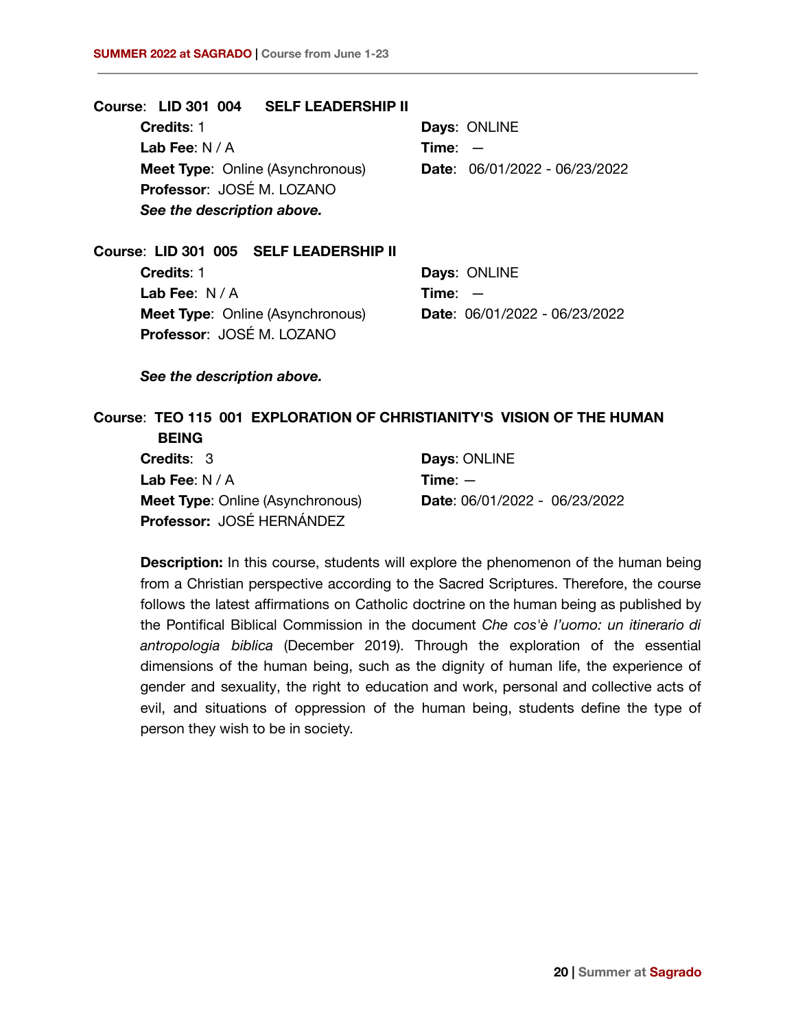**Course**: **LID 301 004 SELF LEADERSHIP II**

**Credits**: 1
**Lab Fee**: N / A
**Meet Type**: Online (Asynchronous)
**Professor**: JOSÉ M. LOZANO
**Days**: ONLINE
**Time**: —
**Date**: 06/01/2022 - 06/23/2022

***See the description above.***

**Course**: **LID 301 005 SELF LEADERSHIP II**

**Credits**: 1
**Lab Fee**: N / A
**Meet Type**: Online (Asynchronous)
**Professor**: JOSÉ M. LOZANO
**Days**: ONLINE
**Time**: —
**Date**: 06/01/2022 - 06/23/2022

***See the description above.***

**Course**: **TEO 115 001 EXPLORATION OF CHRISTIANITY'S VISION OF THE HUMAN BEING**

**Credits**: 3
**Lab Fee**: N / A
**Meet Type**: Online (Asynchronous)
**Professor:** JOSÉ HERNÁNDEZ
**Days**: ONLINE
**Time**: —
**Date**: 06/01/2022 - 06/23/2022

**Description:** In this course, students will explore the phenomenon of the human being from a Christian perspective according to the Sacred Scriptures. Therefore, the course follows the latest affirmations on Catholic doctrine on the human being as published by the Pontifical Biblical Commission in the document *Che cos'è l'uomo: un itinerario di antropologia biblica* (December 2019). Through the exploration of the essential dimensions of the human being, such as the dignity of human life, the experience of gender and sexuality, the right to education and work, personal and collective acts of evil, and situations of oppression of the human being, students define the type of person they wish to be in society.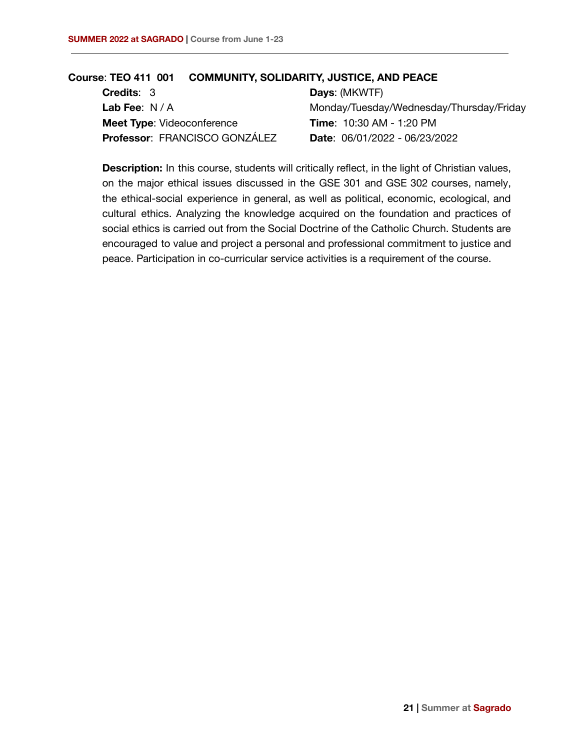**Course**: **TEO 411 001 COMMUNITY, SOLIDARITY, JUSTICE, AND PEACE**

**Credits**: 3

**Lab Fee**: N / A

**Meet Type**: Videoconference

**Professor**: FRANCISCO GONZÁLEZ

**Days**: (MKWTF)
Monday/Tuesday/Wednesday/Thursday/Friday

**Time**: 10:30 AM - 1:20 PM

**Date**: 06/01/2022 - 06/23/2022

**Description:** In this course, students will critically reflect, in the light of Christian values, on the major ethical issues discussed in the GSE 301 and GSE 302 courses, namely, the ethical-social experience in general, as well as political, economic, ecological, and cultural ethics. Analyzing the knowledge acquired on the foundation and practices of social ethics is carried out from the Social Doctrine of the Catholic Church. Students are encouraged to value and project a personal and professional commitment to justice and peace. Participation in co-curricular service activities is a requirement of the course.